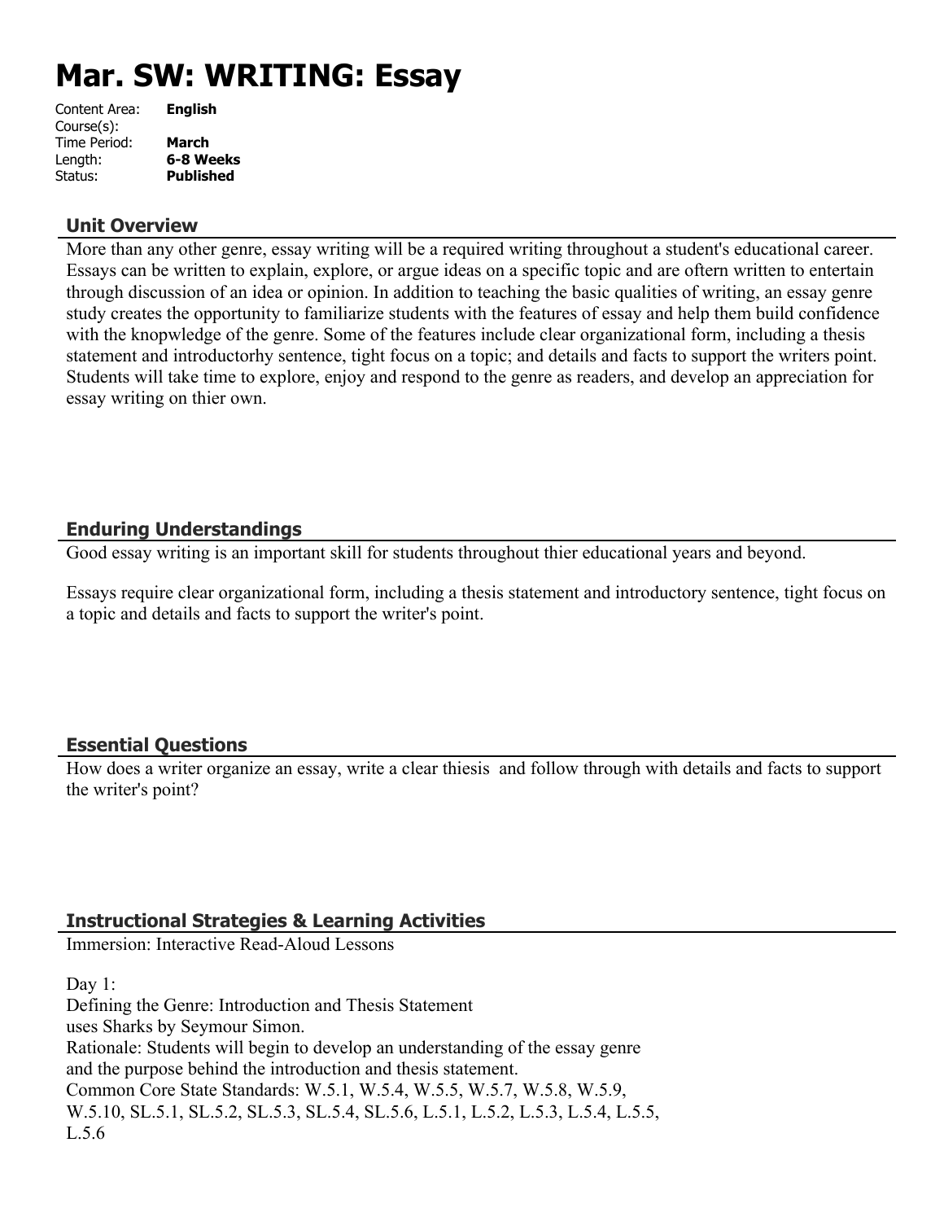# Mar. SW: WRITING: Essay

Content Area: **English**
Course(s):
Time Period: **March**
Length: **6-8 Weeks**
Status: **Published**

## Unit Overview

More than any other genre, essay writing will be a required writing throughout a student's educational career. Essays can be written to explain, explore, or argue ideas on a specific topic and are oftern written to entertain through discussion of an idea or opinion. In addition to teaching the basic qualities of writing, an essay genre study creates the opportunity to familiarize students with the features of essay and help them build confidence with the knopwledge of the genre. Some of the features include clear organizational form, including a thesis statement and introductorhy sentence, tight focus on a topic; and details and facts to support the writers point. Students will take time to explore, enjoy and respond to the genre as readers, and develop an appreciation for essay writing on thier own.

## Enduring Understandings

Good essay writing is an important skill for students throughout thier educational years and beyond.

Essays require clear organizational form, including a thesis statement and introductory sentence, tight focus on a topic and details and facts to support the writer's point.

## Essential Questions

How does a writer organize an essay, write a clear thiesis and follow through with details and facts to support the writer's point?

## Instructional Strategies & Learning Activities

Immersion: Interactive Read-Aloud Lessons

Day 1:
Defining the Genre: Introduction and Thesis Statement
uses Sharks by Seymour Simon.
Rationale: Students will begin to develop an understanding of the essay genre
and the purpose behind the introduction and thesis statement.
Common Core State Standards: W.5.1, W.5.4, W.5.5, W.5.7, W.5.8, W.5.9,
W.5.10, SL.5.1, SL.5.2, SL.5.3, SL.5.4, SL.5.6, L.5.1, L.5.2, L.5.3, L.5.4, L.5.5,
L.5.6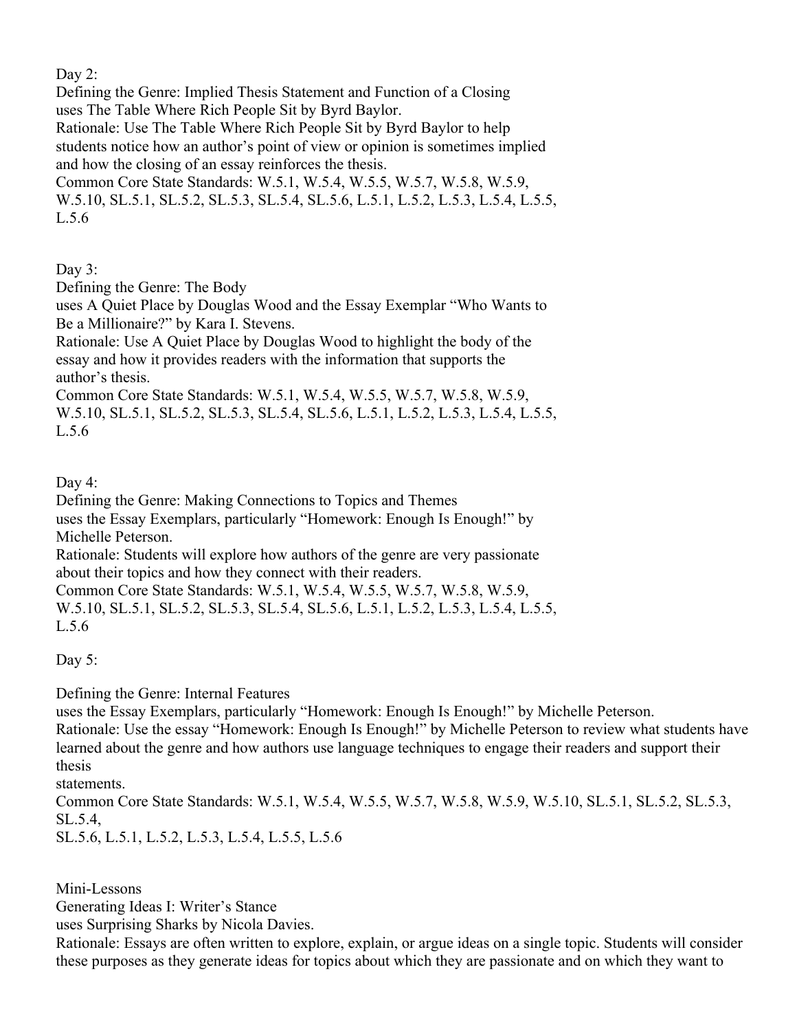Day 2:
Defining the Genre: Implied Thesis Statement and Function of a Closing
uses The Table Where Rich People Sit by Byrd Baylor.
Rationale: Use The Table Where Rich People Sit by Byrd Baylor to help students notice how an author's point of view or opinion is sometimes implied and how the closing of an essay reinforces the thesis.
Common Core State Standards: W.5.1, W.5.4, W.5.5, W.5.7, W.5.8, W.5.9, W.5.10, SL.5.1, SL.5.2, SL.5.3, SL.5.4, SL.5.6, L.5.1, L.5.2, L.5.3, L.5.4, L.5.5, L.5.6

Day 3:
Defining the Genre: The Body
uses A Quiet Place by Douglas Wood and the Essay Exemplar "Who Wants to Be a Millionaire?" by Kara I. Stevens.
Rationale: Use A Quiet Place by Douglas Wood to highlight the body of the essay and how it provides readers with the information that supports the author's thesis.
Common Core State Standards: W.5.1, W.5.4, W.5.5, W.5.7, W.5.8, W.5.9, W.5.10, SL.5.1, SL.5.2, SL.5.3, SL.5.4, SL.5.6, L.5.1, L.5.2, L.5.3, L.5.4, L.5.5, L.5.6

Day 4:
Defining the Genre: Making Connections to Topics and Themes
uses the Essay Exemplars, particularly "Homework: Enough Is Enough!" by Michelle Peterson.
Rationale: Students will explore how authors of the genre are very passionate about their topics and how they connect with their readers.
Common Core State Standards: W.5.1, W.5.4, W.5.5, W.5.7, W.5.8, W.5.9, W.5.10, SL.5.1, SL.5.2, SL.5.3, SL.5.4, SL.5.6, L.5.1, L.5.2, L.5.3, L.5.4, L.5.5, L.5.6

Day 5:

Defining the Genre: Internal Features
uses the Essay Exemplars, particularly "Homework: Enough Is Enough!" by Michelle Peterson.
Rationale: Use the essay "Homework: Enough Is Enough!" by Michelle Peterson to review what students have learned about the genre and how authors use language techniques to engage their readers and support their thesis statements.
Common Core State Standards: W.5.1, W.5.4, W.5.5, W.5.7, W.5.8, W.5.9, W.5.10, SL.5.1, SL.5.2, SL.5.3, SL.5.4, SL.5.6, L.5.1, L.5.2, L.5.3, L.5.4, L.5.5, L.5.6

Mini-Lessons
Generating Ideas I: Writer's Stance
uses Surprising Sharks by Nicola Davies.
Rationale: Essays are often written to explore, explain, or argue ideas on a single topic. Students will consider these purposes as they generate ideas for topics about which they are passionate and on which they want to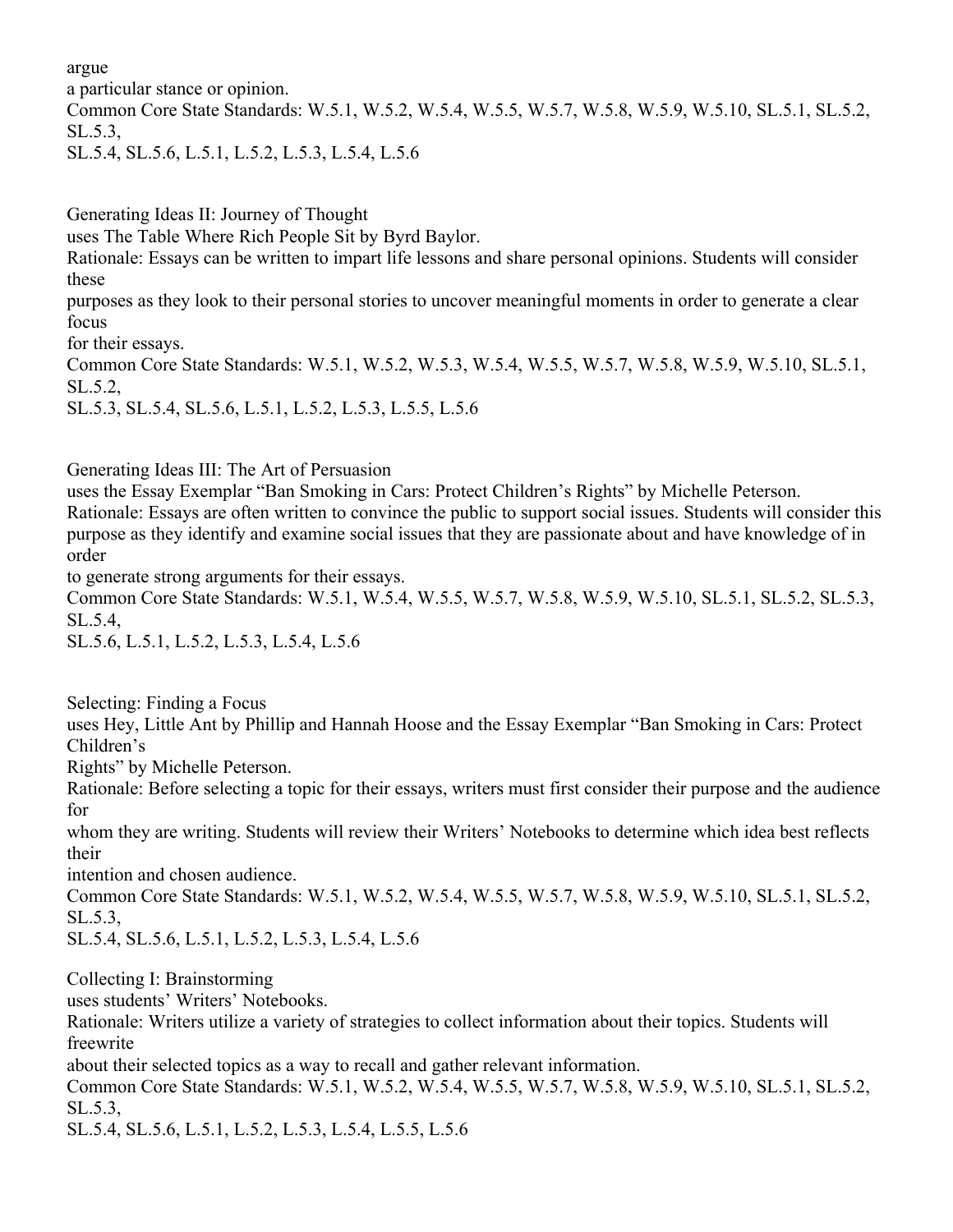argue
a particular stance or opinion.
Common Core State Standards: W.5.1, W.5.2, W.5.4, W.5.5, W.5.7, W.5.8, W.5.9, W.5.10, SL.5.1, SL.5.2, SL.5.3,
SL.5.4, SL.5.6, L.5.1, L.5.2, L.5.3, L.5.4, L.5.6

Generating Ideas II: Journey of Thought
uses The Table Where Rich People Sit by Byrd Baylor.
Rationale: Essays can be written to impart life lessons and share personal opinions. Students will consider these
purposes as they look to their personal stories to uncover meaningful moments in order to generate a clear focus
for their essays.
Common Core State Standards: W.5.1, W.5.2, W.5.3, W.5.4, W.5.5, W.5.7, W.5.8, W.5.9, W.5.10, SL.5.1, SL.5.2,
SL.5.3, SL.5.4, SL.5.6, L.5.1, L.5.2, L.5.3, L.5.5, L.5.6

Generating Ideas III: The Art of Persuasion
uses the Essay Exemplar "Ban Smoking in Cars: Protect Children's Rights" by Michelle Peterson.
Rationale: Essays are often written to convince the public to support social issues. Students will consider this purpose as they identify and examine social issues that they are passionate about and have knowledge of in order
to generate strong arguments for their essays.
Common Core State Standards: W.5.1, W.5.4, W.5.5, W.5.7, W.5.8, W.5.9, W.5.10, SL.5.1, SL.5.2, SL.5.3, SL.5.4,
SL.5.6, L.5.1, L.5.2, L.5.3, L.5.4, L.5.6

Selecting: Finding a Focus
uses Hey, Little Ant by Phillip and Hannah Hoose and the Essay Exemplar "Ban Smoking in Cars: Protect Children's
Rights" by Michelle Peterson.
Rationale: Before selecting a topic for their essays, writers must first consider their purpose and the audience for
whom they are writing. Students will review their Writers' Notebooks to determine which idea best reflects their
intention and chosen audience.
Common Core State Standards: W.5.1, W.5.2, W.5.4, W.5.5, W.5.7, W.5.8, W.5.9, W.5.10, SL.5.1, SL.5.2, SL.5.3,
SL.5.4, SL.5.6, L.5.1, L.5.2, L.5.3, L.5.4, L.5.6

Collecting I: Brainstorming
uses students' Writers' Notebooks.
Rationale: Writers utilize a variety of strategies to collect information about their topics. Students will freewrite
about their selected topics as a way to recall and gather relevant information.
Common Core State Standards: W.5.1, W.5.2, W.5.4, W.5.5, W.5.7, W.5.8, W.5.9, W.5.10, SL.5.1, SL.5.2, SL.5.3,
SL.5.4, SL.5.6, L.5.1, L.5.2, L.5.3, L.5.4, L.5.5, L.5.6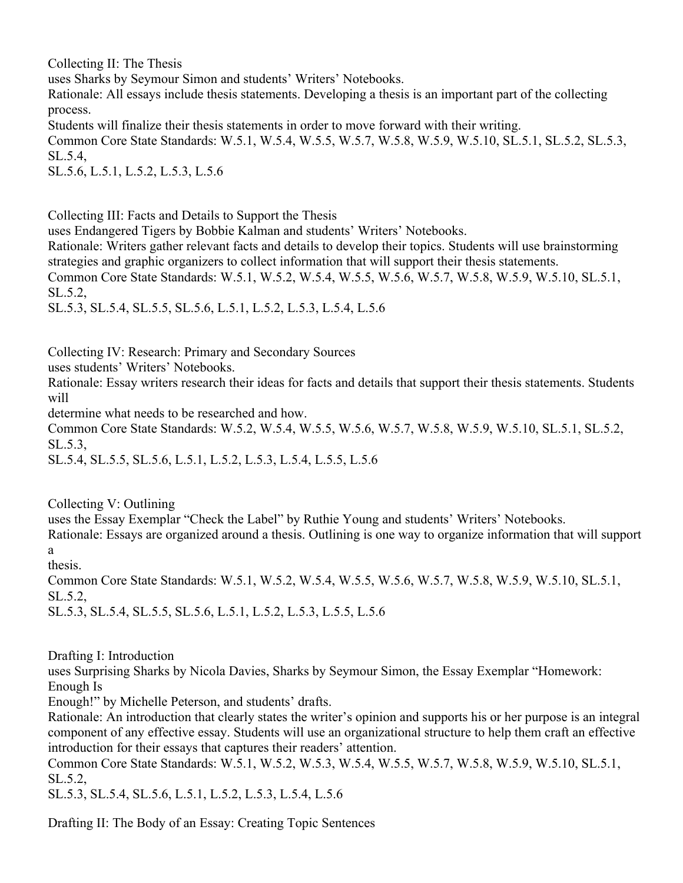Collecting II: The Thesis
uses Sharks by Seymour Simon and students' Writers' Notebooks.
Rationale: All essays include thesis statements. Developing a thesis is an important part of the collecting process.
Students will finalize their thesis statements in order to move forward with their writing.
Common Core State Standards: W.5.1, W.5.4, W.5.5, W.5.7, W.5.8, W.5.9, W.5.10, SL.5.1, SL.5.2, SL.5.3, SL.5.4,
SL.5.6, L.5.1, L.5.2, L.5.3, L.5.6

Collecting III: Facts and Details to Support the Thesis
uses Endangered Tigers by Bobbie Kalman and students' Writers' Notebooks.
Rationale: Writers gather relevant facts and details to develop their topics. Students will use brainstorming strategies and graphic organizers to collect information that will support their thesis statements.
Common Core State Standards: W.5.1, W.5.2, W.5.4, W.5.5, W.5.6, W.5.7, W.5.8, W.5.9, W.5.10, SL.5.1, SL.5.2,
SL.5.3, SL.5.4, SL.5.5, SL.5.6, L.5.1, L.5.2, L.5.3, L.5.4, L.5.6

Collecting IV: Research: Primary and Secondary Sources
uses students' Writers' Notebooks.
Rationale: Essay writers research their ideas for facts and details that support their thesis statements. Students will
determine what needs to be researched and how.
Common Core State Standards: W.5.2, W.5.4, W.5.5, W.5.6, W.5.7, W.5.8, W.5.9, W.5.10, SL.5.1, SL.5.2, SL.5.3,
SL.5.4, SL.5.5, SL.5.6, L.5.1, L.5.2, L.5.3, L.5.4, L.5.5, L.5.6

Collecting V: Outlining
uses the Essay Exemplar "Check the Label" by Ruthie Young and students' Writers' Notebooks.
Rationale: Essays are organized around a thesis. Outlining is one way to organize information that will support a
thesis.
Common Core State Standards: W.5.1, W.5.2, W.5.4, W.5.5, W.5.6, W.5.7, W.5.8, W.5.9, W.5.10, SL.5.1, SL.5.2,
SL.5.3, SL.5.4, SL.5.5, SL.5.6, L.5.1, L.5.2, L.5.3, L.5.5, L.5.6

Drafting I: Introduction
uses Surprising Sharks by Nicola Davies, Sharks by Seymour Simon, the Essay Exemplar "Homework: Enough Is
Enough!" by Michelle Peterson, and students' drafts.
Rationale: An introduction that clearly states the writer's opinion and supports his or her purpose is an integral component of any effective essay. Students will use an organizational structure to help them craft an effective introduction for their essays that captures their readers' attention.
Common Core State Standards: W.5.1, W.5.2, W.5.3, W.5.4, W.5.5, W.5.7, W.5.8, W.5.9, W.5.10, SL.5.1, SL.5.2,
SL.5.3, SL.5.4, SL.5.6, L.5.1, L.5.2, L.5.3, L.5.4, L.5.6

Drafting II: The Body of an Essay: Creating Topic Sentences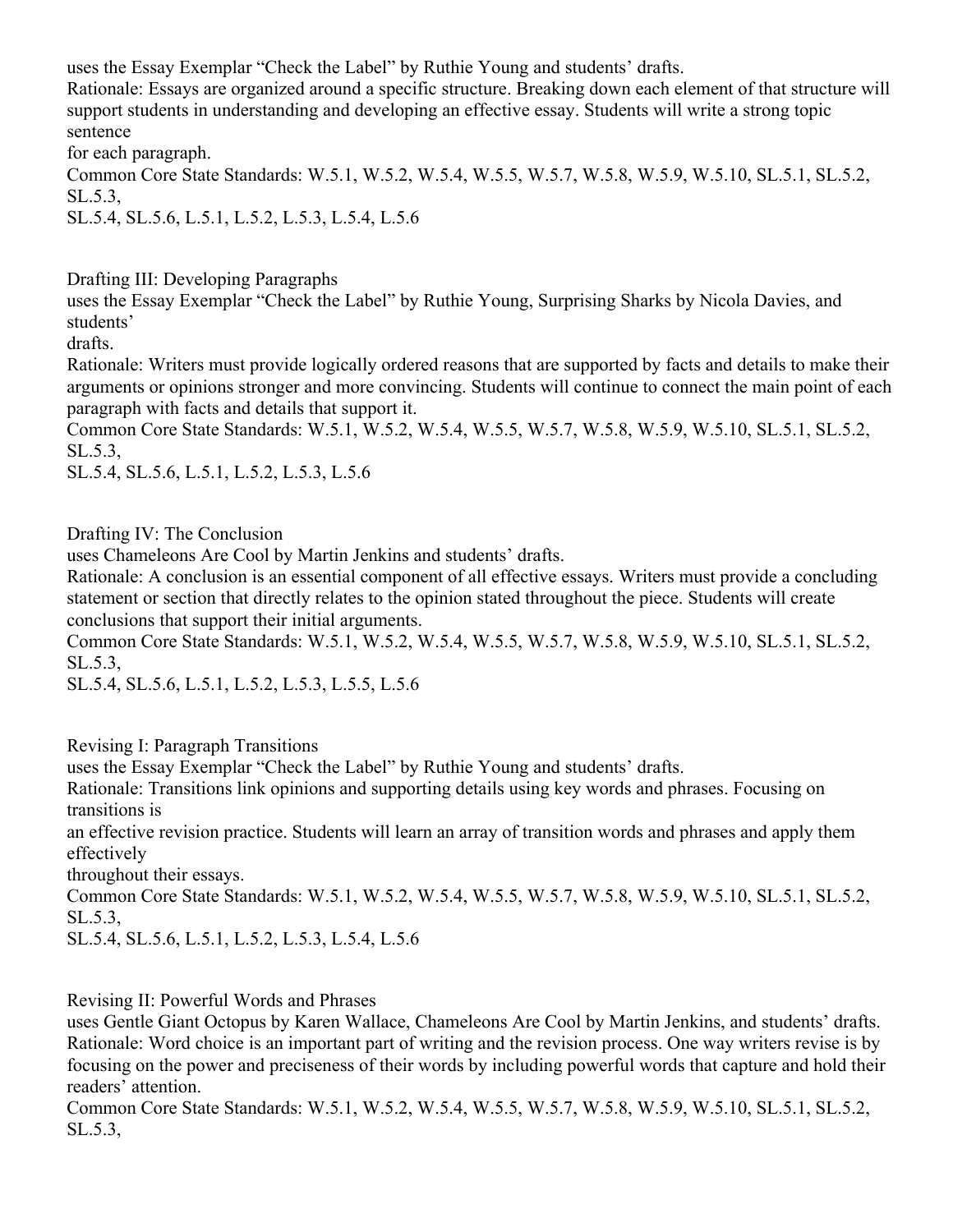uses the Essay Exemplar "Check the Label" by Ruthie Young and students' drafts.
Rationale: Essays are organized around a specific structure. Breaking down each element of that structure will support students in understanding and developing an effective essay. Students will write a strong topic sentence
for each paragraph.
Common Core State Standards: W.5.1, W.5.2, W.5.4, W.5.5, W.5.7, W.5.8, W.5.9, W.5.10, SL.5.1, SL.5.2, SL.5.3,
SL.5.4, SL.5.6, L.5.1, L.5.2, L.5.3, L.5.4, L.5.6

Drafting III: Developing Paragraphs
uses the Essay Exemplar "Check the Label" by Ruthie Young, Surprising Sharks by Nicola Davies, and students'
drafts.
Rationale: Writers must provide logically ordered reasons that are supported by facts and details to make their arguments or opinions stronger and more convincing. Students will continue to connect the main point of each paragraph with facts and details that support it.
Common Core State Standards: W.5.1, W.5.2, W.5.4, W.5.5, W.5.7, W.5.8, W.5.9, W.5.10, SL.5.1, SL.5.2, SL.5.3,
SL.5.4, SL.5.6, L.5.1, L.5.2, L.5.3, L.5.6

Drafting IV: The Conclusion
uses Chameleons Are Cool by Martin Jenkins and students' drafts.
Rationale: A conclusion is an essential component of all effective essays. Writers must provide a concluding statement or section that directly relates to the opinion stated throughout the piece. Students will create conclusions that support their initial arguments.
Common Core State Standards: W.5.1, W.5.2, W.5.4, W.5.5, W.5.7, W.5.8, W.5.9, W.5.10, SL.5.1, SL.5.2, SL.5.3,
SL.5.4, SL.5.6, L.5.1, L.5.2, L.5.3, L.5.5, L.5.6

Revising I: Paragraph Transitions
uses the Essay Exemplar "Check the Label" by Ruthie Young and students' drafts.
Rationale: Transitions link opinions and supporting details using key words and phrases. Focusing on transitions is
an effective revision practice. Students will learn an array of transition words and phrases and apply them effectively
throughout their essays.
Common Core State Standards: W.5.1, W.5.2, W.5.4, W.5.5, W.5.7, W.5.8, W.5.9, W.5.10, SL.5.1, SL.5.2, SL.5.3,
SL.5.4, SL.5.6, L.5.1, L.5.2, L.5.3, L.5.4, L.5.6

Revising II: Powerful Words and Phrases
uses Gentle Giant Octopus by Karen Wallace, Chameleons Are Cool by Martin Jenkins, and students' drafts.
Rationale: Word choice is an important part of writing and the revision process. One way writers revise is by focusing on the power and preciseness of their words by including powerful words that capture and hold their readers' attention.
Common Core State Standards: W.5.1, W.5.2, W.5.4, W.5.5, W.5.7, W.5.8, W.5.9, W.5.10, SL.5.1, SL.5.2, SL.5.3,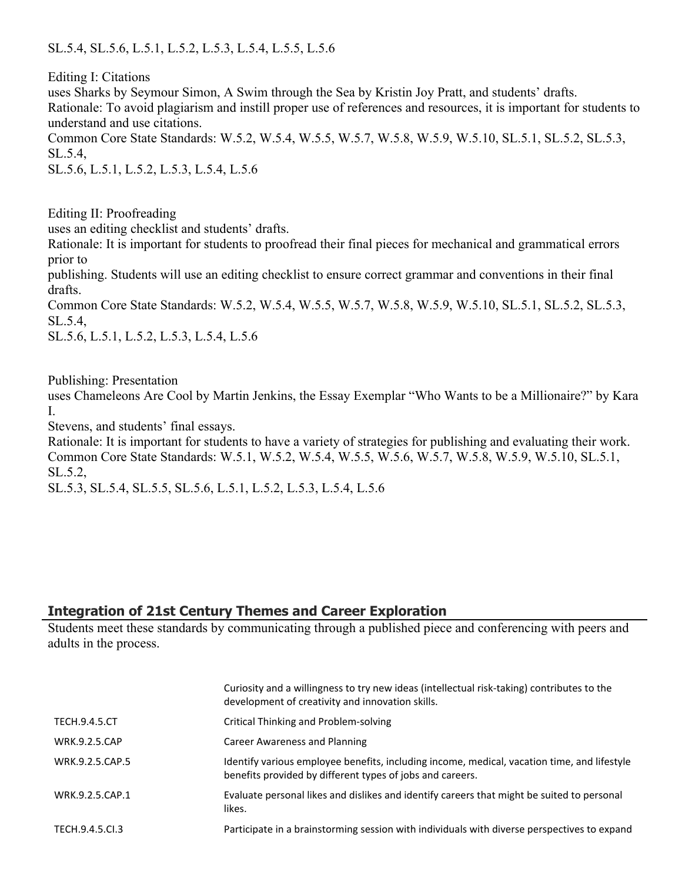SL.5.4, SL.5.6, L.5.1, L.5.2, L.5.3, L.5.4, L.5.5, L.5.6

Editing I: Citations
uses Sharks by Seymour Simon, A Swim through the Sea by Kristin Joy Pratt, and students' drafts.
Rationale: To avoid plagiarism and instill proper use of references and resources, it is important for students to understand and use citations.
Common Core State Standards: W.5.2, W.5.4, W.5.5, W.5.7, W.5.8, W.5.9, W.5.10, SL.5.1, SL.5.2, SL.5.3, SL.5.4,
SL.5.6, L.5.1, L.5.2, L.5.3, L.5.4, L.5.6

Editing II: Proofreading
uses an editing checklist and students' drafts.
Rationale: It is important for students to proofread their final pieces for mechanical and grammatical errors prior to
publishing. Students will use an editing checklist to ensure correct grammar and conventions in their final drafts.
Common Core State Standards: W.5.2, W.5.4, W.5.5, W.5.7, W.5.8, W.5.9, W.5.10, SL.5.1, SL.5.2, SL.5.3, SL.5.4,
SL.5.6, L.5.1, L.5.2, L.5.3, L.5.4, L.5.6

Publishing: Presentation
uses Chameleons Are Cool by Martin Jenkins, the Essay Exemplar "Who Wants to be a Millionaire?" by Kara I.
Stevens, and students' final essays.
Rationale: It is important for students to have a variety of strategies for publishing and evaluating their work.
Common Core State Standards: W.5.1, W.5.2, W.5.4, W.5.5, W.5.6, W.5.7, W.5.8, W.5.9, W.5.10, SL.5.1, SL.5.2,
SL.5.3, SL.5.4, SL.5.5, SL.5.6, L.5.1, L.5.2, L.5.3, L.5.4, L.5.6

## Integration of 21st Century Themes and Career Exploration

Students meet these standards by communicating through a published piece and conferencing with peers and adults in the process.

| | |
|---|---|
| | Curiosity and a willingness to try new ideas (intellectual risk-taking) contributes to the development of creativity and innovation skills. |
| TECH.9.4.5.CT | Critical Thinking and Problem-solving |
| WRK.9.2.5.CAP | Career Awareness and Planning |
| WRK.9.2.5.CAP.5 | Identify various employee benefits, including income, medical, vacation time, and lifestyle benefits provided by different types of jobs and careers. |
| WRK.9.2.5.CAP.1 | Evaluate personal likes and dislikes and identify careers that might be suited to personal likes. |
| TECH.9.4.5.CI.3 | Participate in a brainstorming session with individuals with diverse perspectives to expand |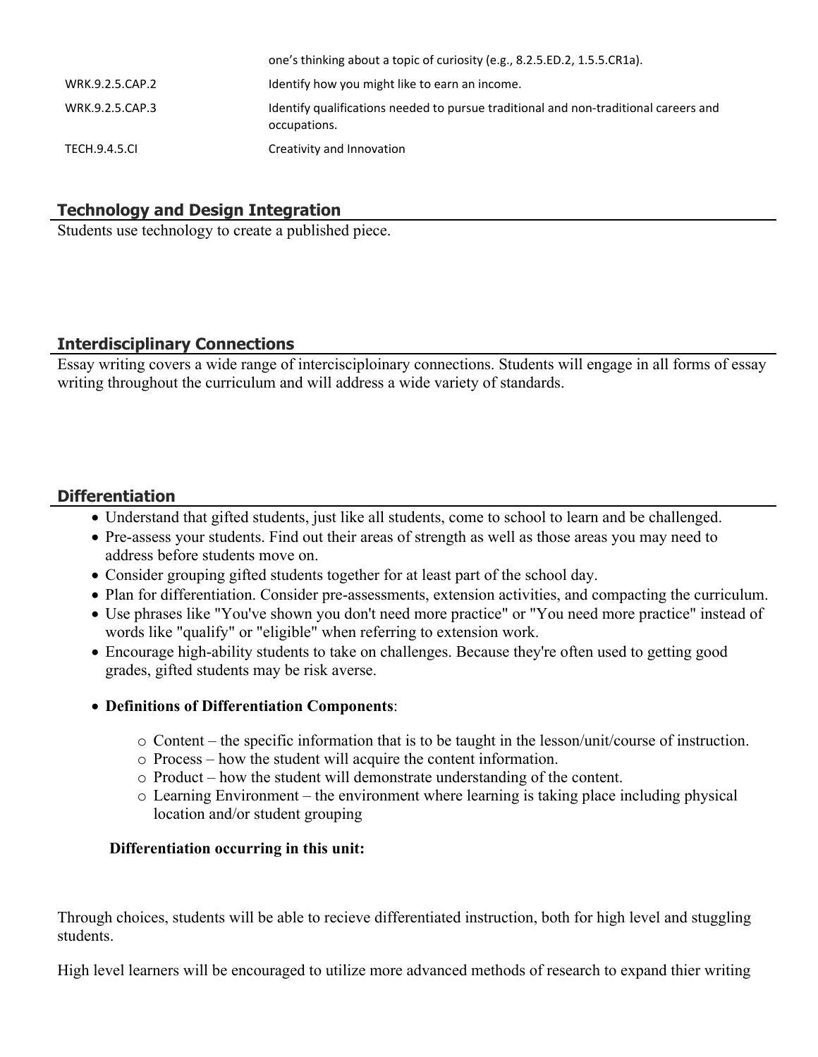| | |
|---|---|
| | one's thinking about a topic of curiosity (e.g., 8.2.5.ED.2, 1.5.5.CR1a). |
| WRK.9.2.5.CAP.2 | Identify how you might like to earn an income. |
| WRK.9.2.5.CAP.3 | Identify qualifications needed to pursue traditional and non-traditional careers and occupations. |
| TECH.9.4.5.CI | Creativity and Innovation |

## Technology and Design Integration

Students use technology to create a published piece.

## Interdisciplinary Connections

Essay writing covers a wide range of intercisciploinary connections. Students will engage in all forms of essay writing throughout the curriculum and will address a wide variety of standards.

## Differentiation

- Understand that gifted students, just like all students, come to school to learn and be challenged.
- Pre-assess your students. Find out their areas of strength as well as those areas you may need to address before students move on.
- Consider grouping gifted students together for at least part of the school day.
- Plan for differentiation. Consider pre-assessments, extension activities, and compacting the curriculum.
- Use phrases like "You've shown you don't need more practice" or "You need more practice" instead of words like "qualify" or "eligible" when referring to extension work.
- Encourage high-ability students to take on challenges. Because they're often used to getting good grades, gifted students may be risk averse.
- **Definitions of Differentiation Components**:
  - Content – the specific information that is to be taught in the lesson/unit/course of instruction.
  - Process – how the student will acquire the content information.
  - Product – how the student will demonstrate understanding of the content.
  - Learning Environment – the environment where learning is taking place including physical location and/or student grouping

**Differentiation occurring in this unit:**

Through choices, students will be able to recieve differentiated instruction, both for high level and stuggling students.

High level learners will be encouraged to utilize more advanced methods of research to expand thier writing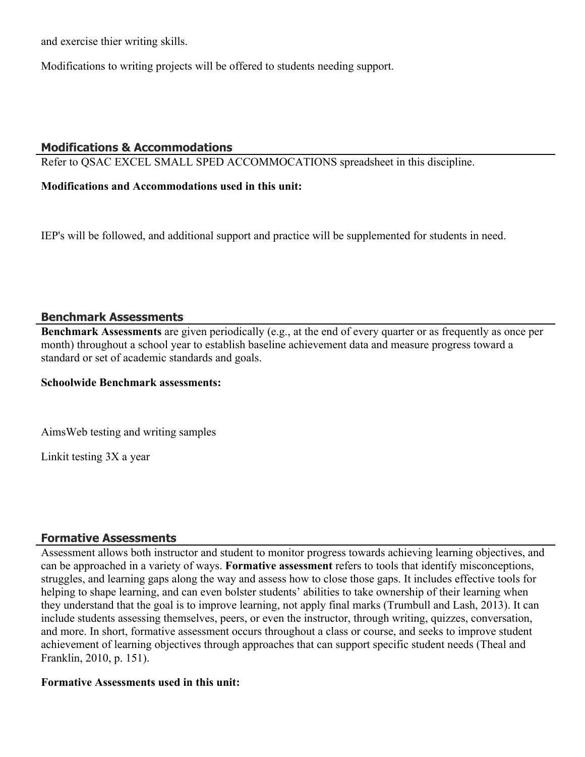and exercise thier writing skills.

Modifications to writing projects will be offered to students needing support.

## Modifications & Accommodations

Refer to QSAC EXCEL SMALL SPED ACCOMMOCATIONS spreadsheet in this discipline.

**Modifications and Accommodations used in this unit:**

IEP's will be followed, and additional support and practice will be supplemented for students in need.

## Benchmark Assessments

**Benchmark Assessments** are given periodically (e.g., at the end of every quarter or as frequently as once per month) throughout a school year to establish baseline achievement data and measure progress toward a standard or set of academic standards and goals.

**Schoolwide Benchmark assessments:**

AimsWeb testing and writing samples

Linkit testing 3X a year

## Formative Assessments

Assessment allows both instructor and student to monitor progress towards achieving learning objectives, and can be approached in a variety of ways. **Formative assessment** refers to tools that identify misconceptions, struggles, and learning gaps along the way and assess how to close those gaps. It includes effective tools for helping to shape learning, and can even bolster students' abilities to take ownership of their learning when they understand that the goal is to improve learning, not apply final marks (Trumbull and Lash, 2013). It can include students assessing themselves, peers, or even the instructor, through writing, quizzes, conversation, and more. In short, formative assessment occurs throughout a class or course, and seeks to improve student achievement of learning objectives through approaches that can support specific student needs (Theal and Franklin, 2010, p. 151).

**Formative Assessments used in this unit:**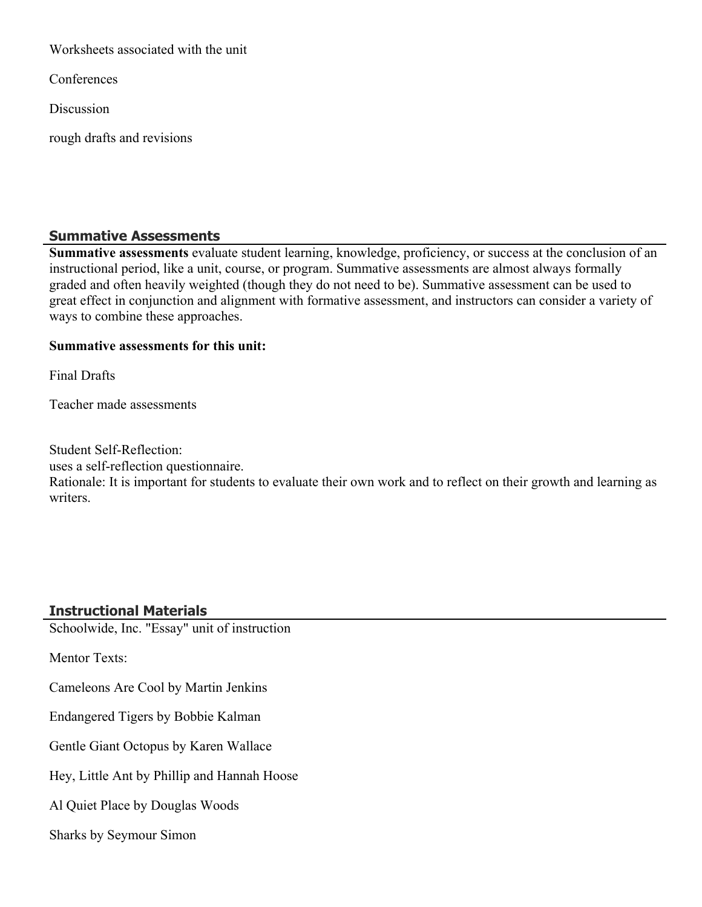Worksheets associated with the unit

Conferences

Discussion

rough drafts and revisions

## Summative Assessments

**Summative assessments** evaluate student learning, knowledge, proficiency, or success at the conclusion of an instructional period, like a unit, course, or program. Summative assessments are almost always formally graded and often heavily weighted (though they do not need to be). Summative assessment can be used to great effect in conjunction and alignment with formative assessment, and instructors can consider a variety of ways to combine these approaches.

**Summative assessments for this unit:**

Final Drafts

Teacher made assessments

Student Self-Reflection:
uses a self-reflection questionnaire.
Rationale: It is important for students to evaluate their own work and to reflect on their growth and learning as writers.

## Instructional Materials

Schoolwide, Inc. "Essay" unit of instruction

Mentor Texts:

Cameleons Are Cool by Martin Jenkins

Endangered Tigers by Bobbie Kalman

Gentle Giant Octopus by Karen Wallace

Hey, Little Ant by Phillip and Hannah Hoose

Al Quiet Place by Douglas Woods

Sharks by Seymour Simon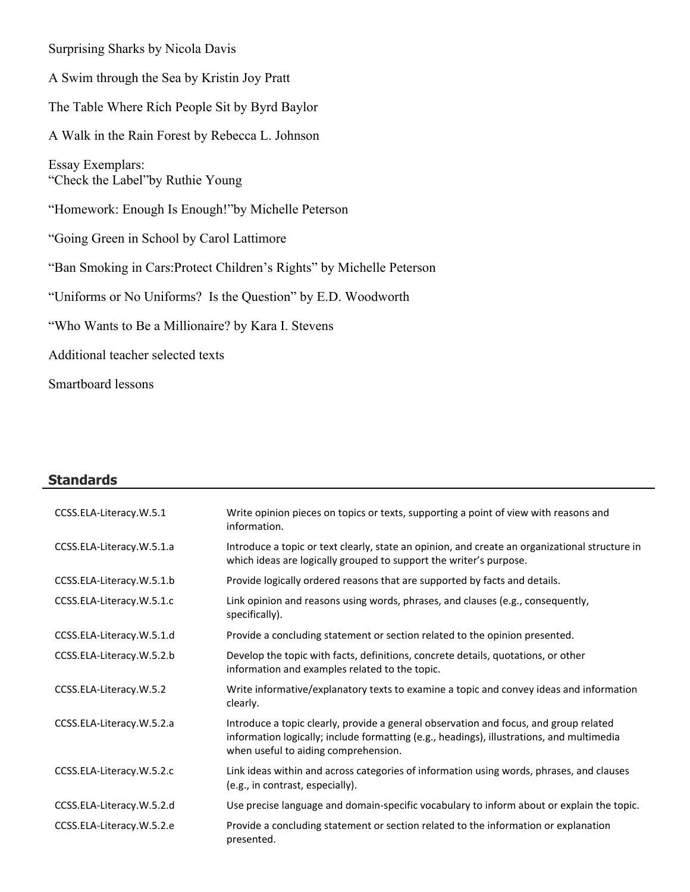Surprising Sharks by Nicola Davis

A Swim through the Sea by Kristin Joy Pratt

The Table Where Rich People Sit by Byrd Baylor

A Walk in the Rain Forest by Rebecca L. Johnson

Essay Exemplars:
“Check the Label”by Ruthie Young

“Homework: Enough Is Enough!”by Michelle Peterson

“Going Green in School by Carol Lattimore

“Ban Smoking in Cars:Protect Children’s Rights” by Michelle Peterson

“Uniforms or No Uniforms?  Is the Question” by E.D. Woodworth

“Who Wants to Be a Millionaire? by Kara I. Stevens

Additional teacher selected texts

Smartboard lessons

## Standards

| | |
|---|---|
| CCSS.ELA-Literacy.W.5.1 | Write opinion pieces on topics or texts, supporting a point of view with reasons and information. |
| CCSS.ELA-Literacy.W.5.1.a | Introduce a topic or text clearly, state an opinion, and create an organizational structure in which ideas are logically grouped to support the writer’s purpose. |
| CCSS.ELA-Literacy.W.5.1.b | Provide logically ordered reasons that are supported by facts and details. |
| CCSS.ELA-Literacy.W.5.1.c | Link opinion and reasons using words, phrases, and clauses (e.g., consequently, specifically). |
| CCSS.ELA-Literacy.W.5.1.d | Provide a concluding statement or section related to the opinion presented. |
| CCSS.ELA-Literacy.W.5.2.b | Develop the topic with facts, definitions, concrete details, quotations, or other information and examples related to the topic. |
| CCSS.ELA-Literacy.W.5.2 | Write informative/explanatory texts to examine a topic and convey ideas and information clearly. |
| CCSS.ELA-Literacy.W.5.2.a | Introduce a topic clearly, provide a general observation and focus, and group related information logically; include formatting (e.g., headings), illustrations, and multimedia when useful to aiding comprehension. |
| CCSS.ELA-Literacy.W.5.2.c | Link ideas within and across categories of information using words, phrases, and clauses (e.g., in contrast, especially). |
| CCSS.ELA-Literacy.W.5.2.d | Use precise language and domain-specific vocabulary to inform about or explain the topic. |
| CCSS.ELA-Literacy.W.5.2.e | Provide a concluding statement or section related to the information or explanation presented. |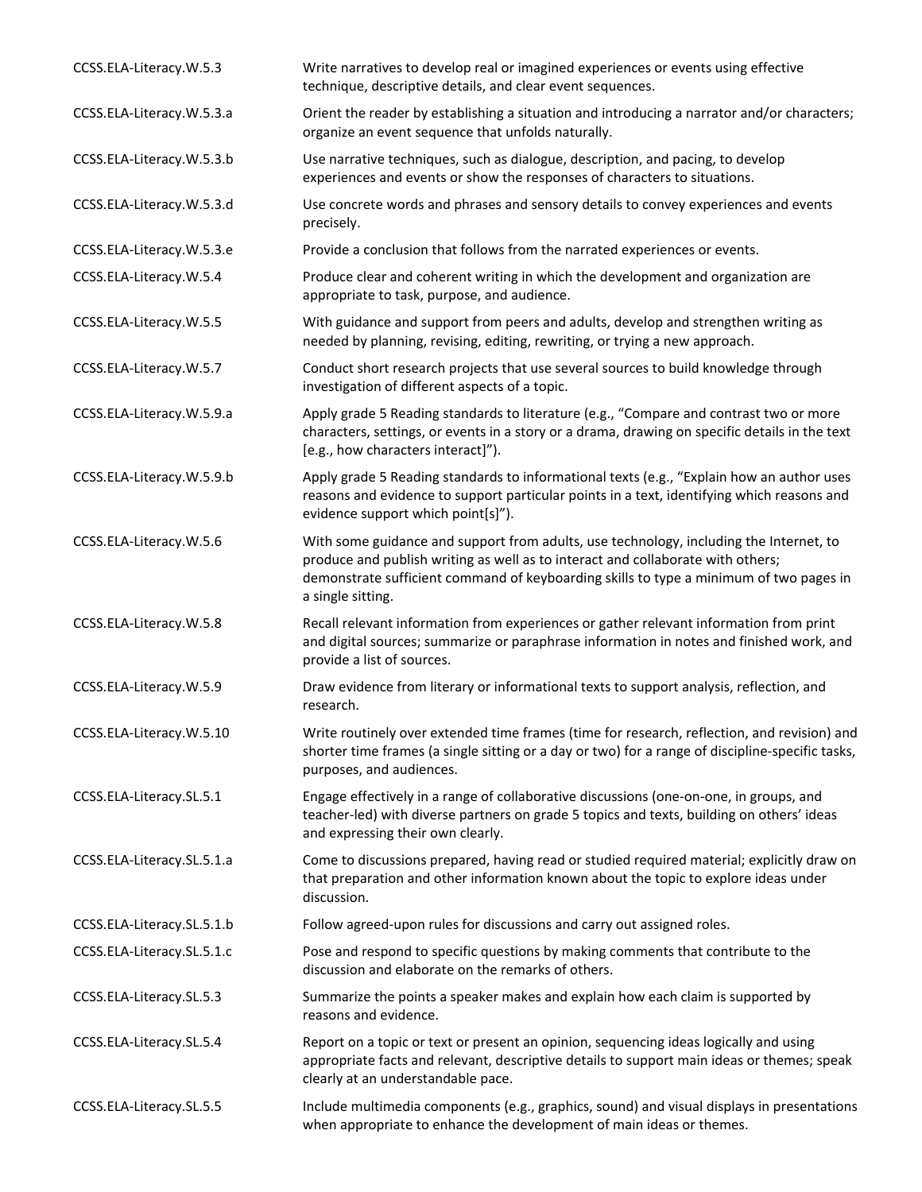| | |
|---|---|
| CCSS.ELA-Literacy.W.5.3 | Write narratives to develop real or imagined experiences or events using effective technique, descriptive details, and clear event sequences. |
| CCSS.ELA-Literacy.W.5.3.a | Orient the reader by establishing a situation and introducing a narrator and/or characters; organize an event sequence that unfolds naturally. |
| CCSS.ELA-Literacy.W.5.3.b | Use narrative techniques, such as dialogue, description, and pacing, to develop experiences and events or show the responses of characters to situations. |
| CCSS.ELA-Literacy.W.5.3.d | Use concrete words and phrases and sensory details to convey experiences and events precisely. |
| CCSS.ELA-Literacy.W.5.3.e | Provide a conclusion that follows from the narrated experiences or events. |
| CCSS.ELA-Literacy.W.5.4 | Produce clear and coherent writing in which the development and organization are appropriate to task, purpose, and audience. |
| CCSS.ELA-Literacy.W.5.5 | With guidance and support from peers and adults, develop and strengthen writing as needed by planning, revising, editing, rewriting, or trying a new approach. |
| CCSS.ELA-Literacy.W.5.7 | Conduct short research projects that use several sources to build knowledge through investigation of different aspects of a topic. |
| CCSS.ELA-Literacy.W.5.9.a | Apply grade 5 Reading standards to literature (e.g., "Compare and contrast two or more characters, settings, or events in a story or a drama, drawing on specific details in the text [e.g., how characters interact]"). |
| CCSS.ELA-Literacy.W.5.9.b | Apply grade 5 Reading standards to informational texts (e.g., "Explain how an author uses reasons and evidence to support particular points in a text, identifying which reasons and evidence support which point[s]"). |
| CCSS.ELA-Literacy.W.5.6 | With some guidance and support from adults, use technology, including the Internet, to produce and publish writing as well as to interact and collaborate with others; demonstrate sufficient command of keyboarding skills to type a minimum of two pages in a single sitting. |
| CCSS.ELA-Literacy.W.5.8 | Recall relevant information from experiences or gather relevant information from print and digital sources; summarize or paraphrase information in notes and finished work, and provide a list of sources. |
| CCSS.ELA-Literacy.W.5.9 | Draw evidence from literary or informational texts to support analysis, reflection, and research. |
| CCSS.ELA-Literacy.W.5.10 | Write routinely over extended time frames (time for research, reflection, and revision) and shorter time frames (a single sitting or a day or two) for a range of discipline-specific tasks, purposes, and audiences. |
| CCSS.ELA-Literacy.SL.5.1 | Engage effectively in a range of collaborative discussions (one-on-one, in groups, and teacher-led) with diverse partners on grade 5 topics and texts, building on others' ideas and expressing their own clearly. |
| CCSS.ELA-Literacy.SL.5.1.a | Come to discussions prepared, having read or studied required material; explicitly draw on that preparation and other information known about the topic to explore ideas under discussion. |
| CCSS.ELA-Literacy.SL.5.1.b | Follow agreed-upon rules for discussions and carry out assigned roles. |
| CCSS.ELA-Literacy.SL.5.1.c | Pose and respond to specific questions by making comments that contribute to the discussion and elaborate on the remarks of others. |
| CCSS.ELA-Literacy.SL.5.3 | Summarize the points a speaker makes and explain how each claim is supported by reasons and evidence. |
| CCSS.ELA-Literacy.SL.5.4 | Report on a topic or text or present an opinion, sequencing ideas logically and using appropriate facts and relevant, descriptive details to support main ideas or themes; speak clearly at an understandable pace. |
| CCSS.ELA-Literacy.SL.5.5 | Include multimedia components (e.g., graphics, sound) and visual displays in presentations when appropriate to enhance the development of main ideas or themes. |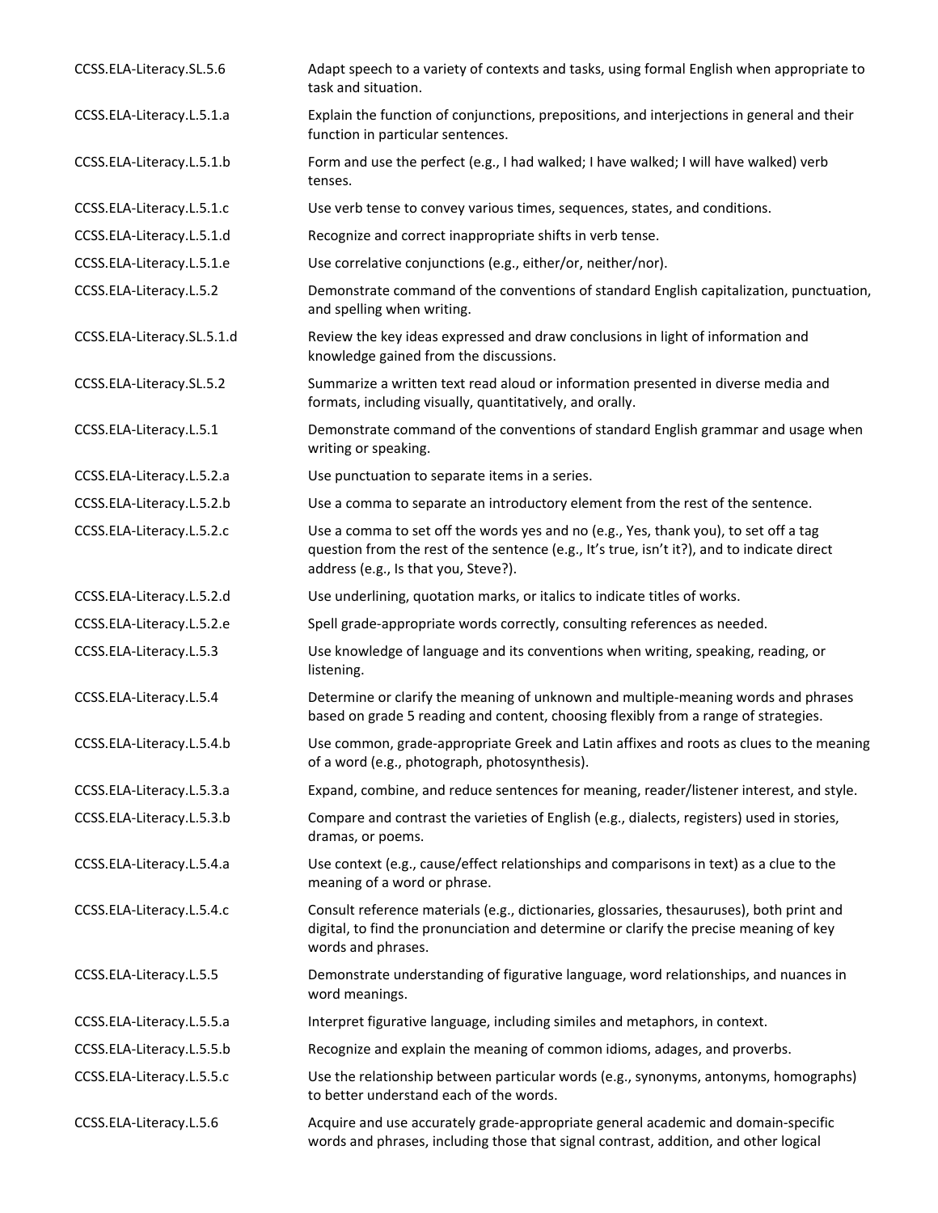| | |
|---|---|
| CCSS.ELA-Literacy.SL.5.6 | Adapt speech to a variety of contexts and tasks, using formal English when appropriate to task and situation. |
| CCSS.ELA-Literacy.L.5.1.a | Explain the function of conjunctions, prepositions, and interjections in general and their function in particular sentences. |
| CCSS.ELA-Literacy.L.5.1.b | Form and use the perfect (e.g., I had walked; I have walked; I will have walked) verb tenses. |
| CCSS.ELA-Literacy.L.5.1.c | Use verb tense to convey various times, sequences, states, and conditions. |
| CCSS.ELA-Literacy.L.5.1.d | Recognize and correct inappropriate shifts in verb tense. |
| CCSS.ELA-Literacy.L.5.1.e | Use correlative conjunctions (e.g., either/or, neither/nor). |
| CCSS.ELA-Literacy.L.5.2 | Demonstrate command of the conventions of standard English capitalization, punctuation, and spelling when writing. |
| CCSS.ELA-Literacy.SL.5.1.d | Review the key ideas expressed and draw conclusions in light of information and knowledge gained from the discussions. |
| CCSS.ELA-Literacy.SL.5.2 | Summarize a written text read aloud or information presented in diverse media and formats, including visually, quantitatively, and orally. |
| CCSS.ELA-Literacy.L.5.1 | Demonstrate command of the conventions of standard English grammar and usage when writing or speaking. |
| CCSS.ELA-Literacy.L.5.2.a | Use punctuation to separate items in a series. |
| CCSS.ELA-Literacy.L.5.2.b | Use a comma to separate an introductory element from the rest of the sentence. |
| CCSS.ELA-Literacy.L.5.2.c | Use a comma to set off the words yes and no (e.g., Yes, thank you), to set off a tag question from the rest of the sentence (e.g., It's true, isn't it?), and to indicate direct address (e.g., Is that you, Steve?). |
| CCSS.ELA-Literacy.L.5.2.d | Use underlining, quotation marks, or italics to indicate titles of works. |
| CCSS.ELA-Literacy.L.5.2.e | Spell grade-appropriate words correctly, consulting references as needed. |
| CCSS.ELA-Literacy.L.5.3 | Use knowledge of language and its conventions when writing, speaking, reading, or listening. |
| CCSS.ELA-Literacy.L.5.4 | Determine or clarify the meaning of unknown and multiple-meaning words and phrases based on grade 5 reading and content, choosing flexibly from a range of strategies. |
| CCSS.ELA-Literacy.L.5.4.b | Use common, grade-appropriate Greek and Latin affixes and roots as clues to the meaning of a word (e.g., photograph, photosynthesis). |
| CCSS.ELA-Literacy.L.5.3.a | Expand, combine, and reduce sentences for meaning, reader/listener interest, and style. |
| CCSS.ELA-Literacy.L.5.3.b | Compare and contrast the varieties of English (e.g., dialects, registers) used in stories, dramas, or poems. |
| CCSS.ELA-Literacy.L.5.4.a | Use context (e.g., cause/effect relationships and comparisons in text) as a clue to the meaning of a word or phrase. |
| CCSS.ELA-Literacy.L.5.4.c | Consult reference materials (e.g., dictionaries, glossaries, thesauruses), both print and digital, to find the pronunciation and determine or clarify the precise meaning of key words and phrases. |
| CCSS.ELA-Literacy.L.5.5 | Demonstrate understanding of figurative language, word relationships, and nuances in word meanings. |
| CCSS.ELA-Literacy.L.5.5.a | Interpret figurative language, including similes and metaphors, in context. |
| CCSS.ELA-Literacy.L.5.5.b | Recognize and explain the meaning of common idioms, adages, and proverbs. |
| CCSS.ELA-Literacy.L.5.5.c | Use the relationship between particular words (e.g., synonyms, antonyms, homographs) to better understand each of the words. |
| CCSS.ELA-Literacy.L.5.6 | Acquire and use accurately grade-appropriate general academic and domain-specific words and phrases, including those that signal contrast, addition, and other logical |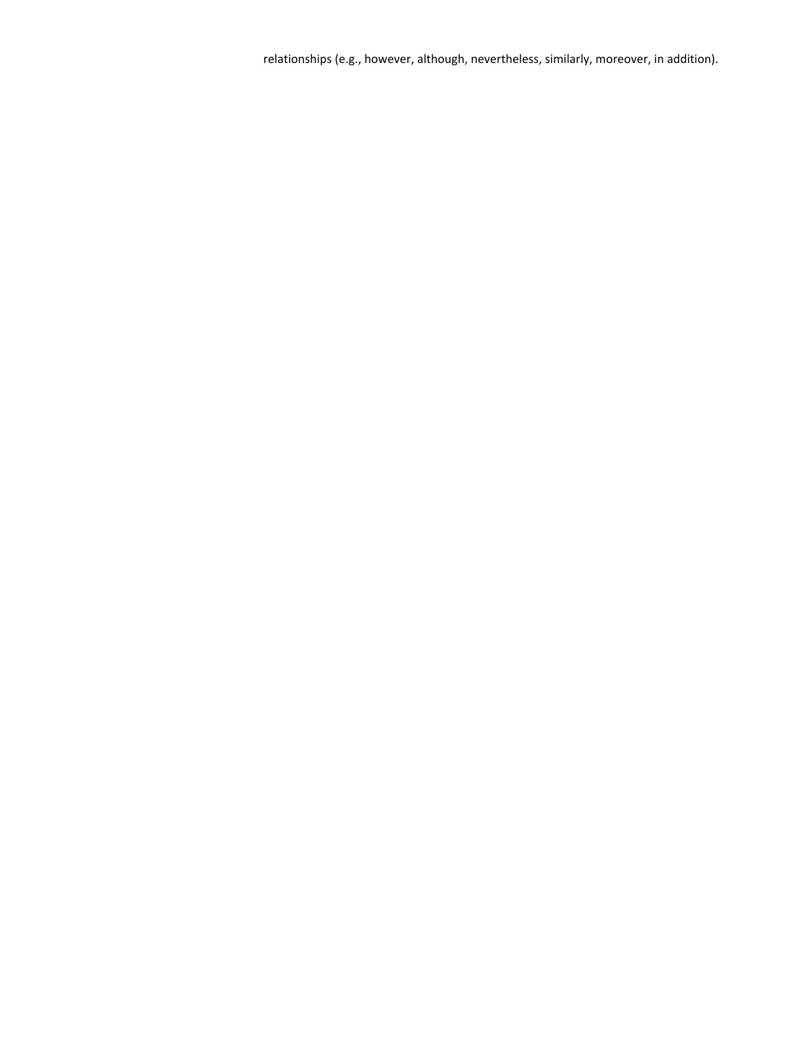relationships (e.g., however, although, nevertheless, similarly, moreover, in addition).